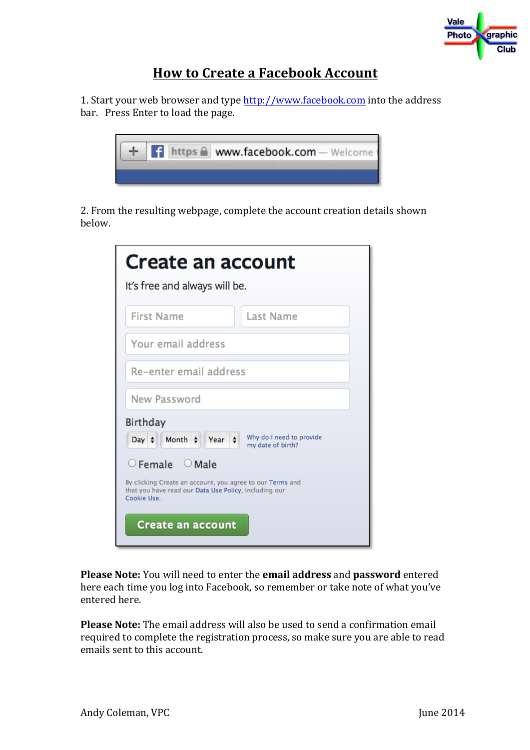# How to Create a Facebook Account

1. Start your web browser and type [http://www.facebook.com](http://www.facebook.com) into the address bar. Press Enter to load the page.

2. From the resulting webpage, complete the account creation details shown below.

**Please Note:** You will need to enter the **email address** and **password** entered here each time you log into Facebook, so remember or take note of what you've entered here.

**Please Note:** The email address will also be used to send a confirmation email required to complete the registration process, so make sure you are able to read emails sent to this account.

Andy Coleman, VPC June 2014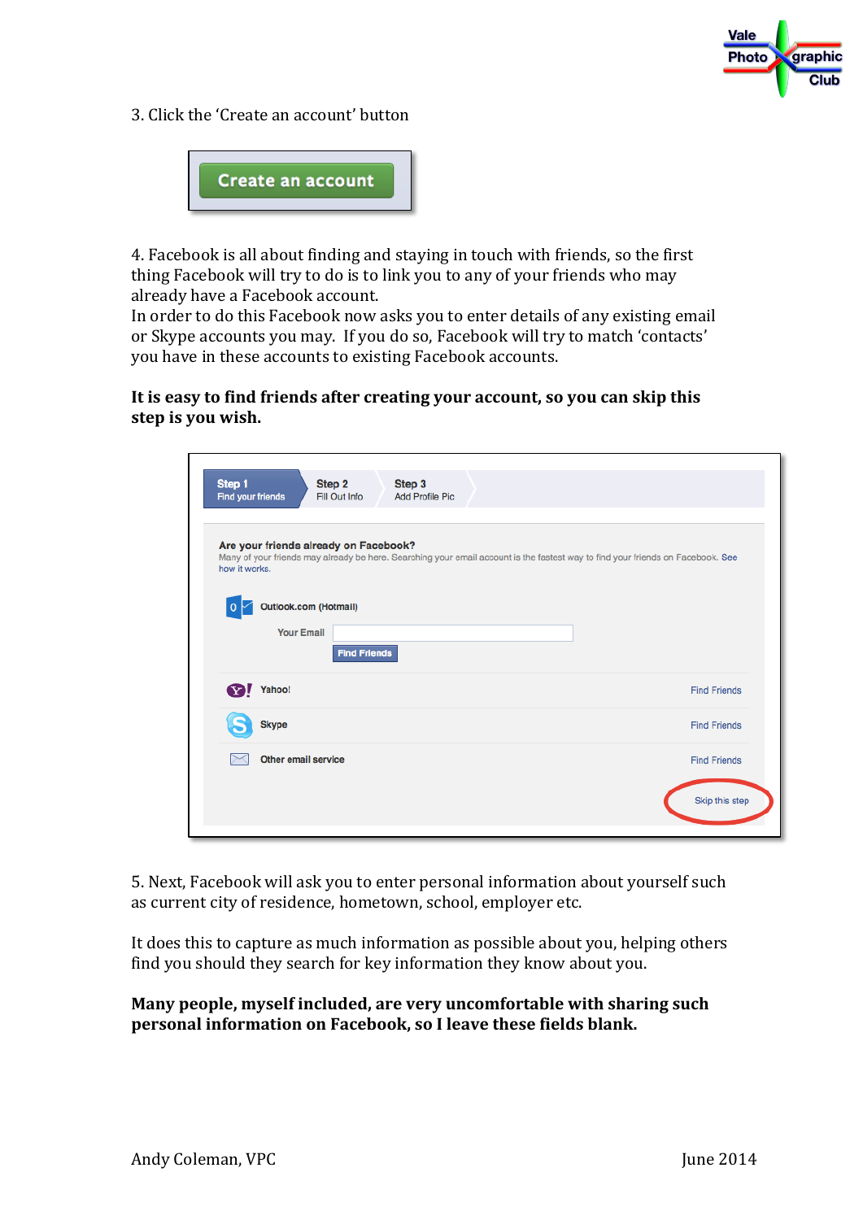3. Click the 'Create an account' button

4. Facebook is all about finding and staying in touch with friends, so the first thing Facebook will try to do is to link you to any of your friends who may already have a Facebook account.
In order to do this Facebook now asks you to enter details of any existing email or Skype accounts you may. If you do so, Facebook will try to match 'contacts' you have in these accounts to existing Facebook accounts.

**It is easy to find friends after creating your account, so you can skip this step is you wish.**

5. Next, Facebook will ask you to enter personal information about yourself such as current city of residence, hometown, school, employer etc.

It does this to capture as much information as possible about you, helping others find you should they search for key information they know about you.

**Many people, myself included, are very uncomfortable with sharing such personal information on Facebook, so I leave these fields blank.**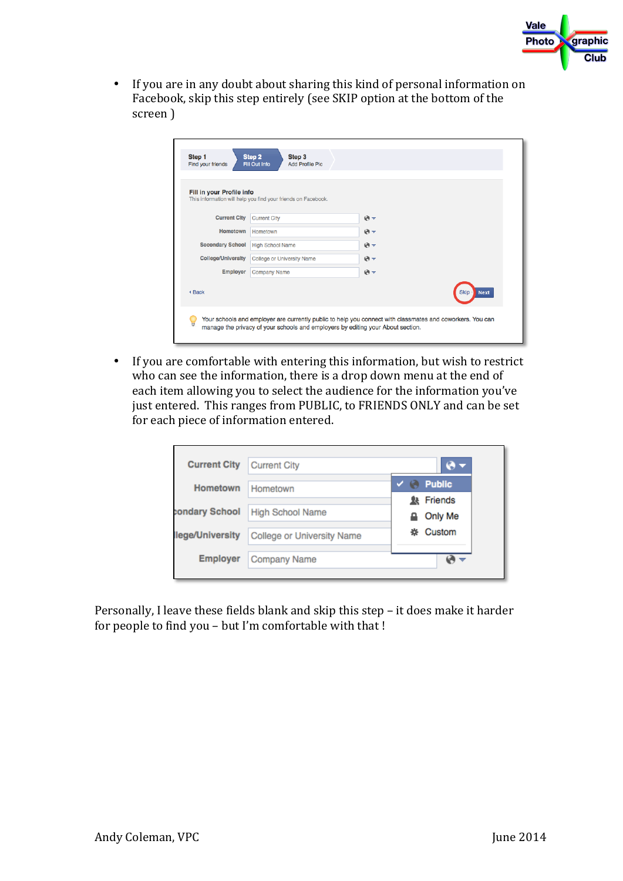- If you are in any doubt about sharing this kind of personal information on Facebook, skip this step entirely (see SKIP option at the bottom of the screen )

- If you are comfortable with entering this information, but wish to restrict who can see the information, there is a drop down menu at the end of each item allowing you to select the audience for the information you've just entered. This ranges from PUBLIC, to FRIENDS ONLY and can be set for each piece of information entered.

Personally, I leave these fields blank and skip this step – it does make it harder for people to find you – but I'm comfortable with that !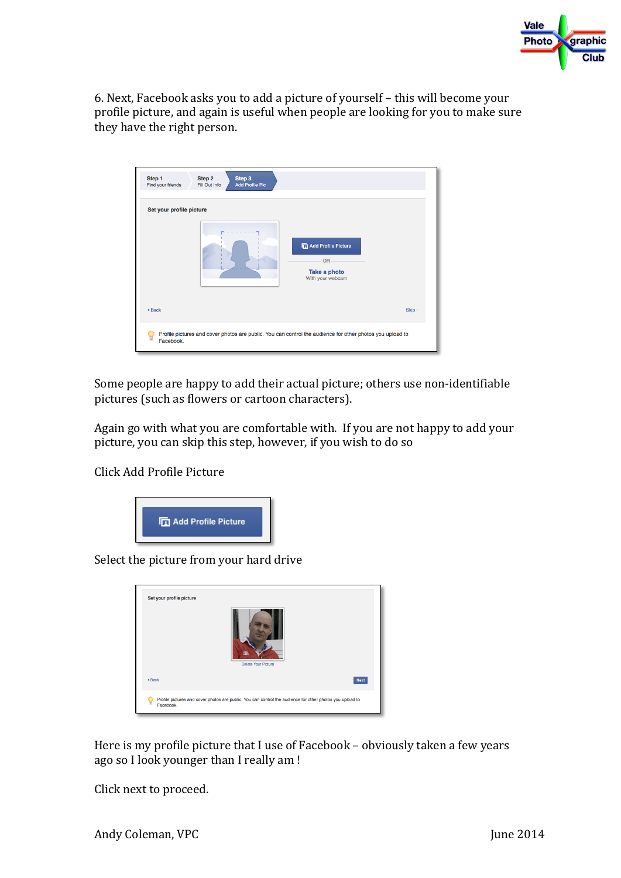6. Next, Facebook asks you to add a picture of yourself – this will become your profile picture, and again is useful when people are looking for you to make sure they have the right person.

Some people are happy to add their actual picture; others use non-identifiable pictures (such as flowers or cartoon characters).

Again go with what you are comfortable with. If you are not happy to add your picture, you can skip this step, however, if you wish to do so

Click Add Profile Picture

Select the picture from your hard drive

Here is my profile picture that I use of Facebook – obviously taken a few years ago so I look younger than I really am !

Click next to proceed.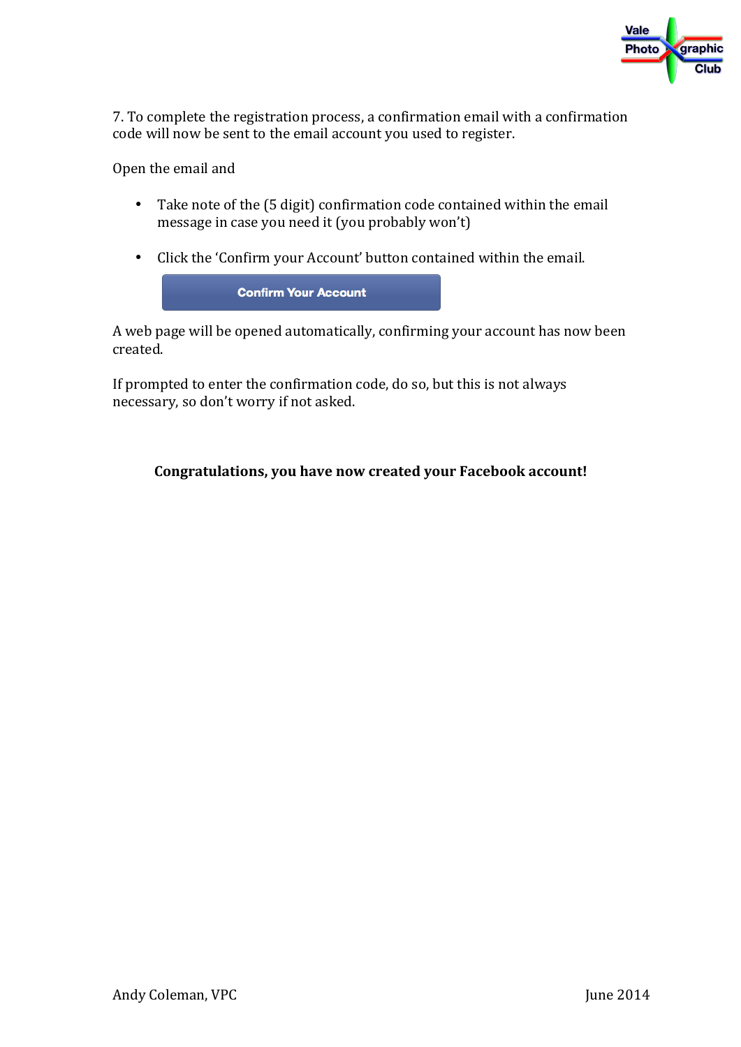7. To complete the registration process, a confirmation email with a confirmation code will now be sent to the email account you used to register.

Open the email and

- Take note of the (5 digit) confirmation code contained within the email message in case you need it (you probably won't)
- Click the 'Confirm your Account' button contained within the email.

Confirm Your Account

A web page will be opened automatically, confirming your account has now been created.

If prompted to enter the confirmation code, do so, but this is not always necessary, so don't worry if not asked.

**Congratulations, you have now created your Facebook account!**

Andy Coleman, VPC June 2014